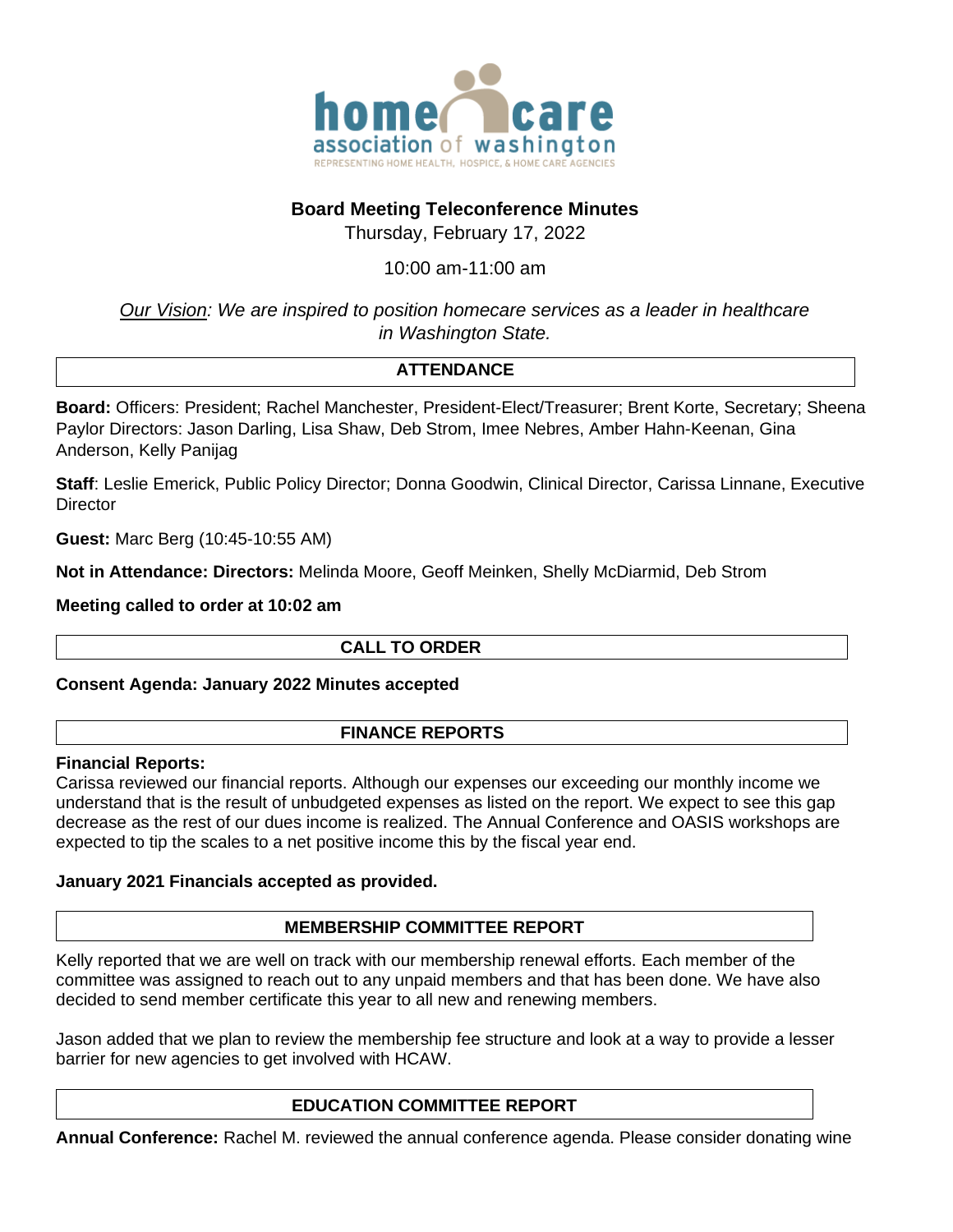home care association of washington

REPRESENTING HOME HEALTH, HOSPICE, & HOME CARE AGENCIES

**Board Meeting Teleconference Minutes**

Thursday, February 17, 2022

10:00 am-11:00 am

*Our Vision: We are inspired to position homecare services as a leader in healthcare in Washington State.*

## ATTENDANCE

**Board:** Officers: President; Rachel Manchester, President-Elect/Treasurer; Brent Korte, Secretary; Sheena Paylor Directors: Jason Darling, Lisa Shaw, Deb Strom, Imee Nebres, Amber Hahn-Keenan, Gina Anderson, Kelly Panijag

**Staff**: Leslie Emerick, Public Policy Director; Donna Goodwin, Clinical Director, Carissa Linnane, Executive Director

**Guest:** Marc Berg (10:45-10:55 AM)

**Not in Attendance: Directors:** Melinda Moore, Geoff Meinken, Shelly McDiarmid, Deb Strom

**Meeting called to order at 10:02 am**

## CALL TO ORDER

**Consent Agenda: January 2022 Minutes accepted**

## FINANCE REPORTS

**Financial Reports:**

Carissa reviewed our financial reports. Although our expenses our exceeding our monthly income we understand that is the result of unbudgeted expenses as listed on the report. We expect to see this gap decrease as the rest of our dues income is realized. The Annual Conference and OASIS workshops are expected to tip the scales to a net positive income this by the fiscal year end.

**January 2021 Financials accepted as provided.**

## MEMBERSHIP COMMITTEE REPORT

Kelly reported that we are well on track with our membership renewal efforts. Each member of the committee was assigned to reach out to any unpaid members and that has been done. We have also decided to send member certificate this year to all new and renewing members.

Jason added that we plan to review the membership fee structure and look at a way to provide a lesser barrier for new agencies to get involved with HCAW.

## EDUCATION COMMITTEE REPORT

**Annual Conference:** Rachel M. reviewed the annual conference agenda. Please consider donating wine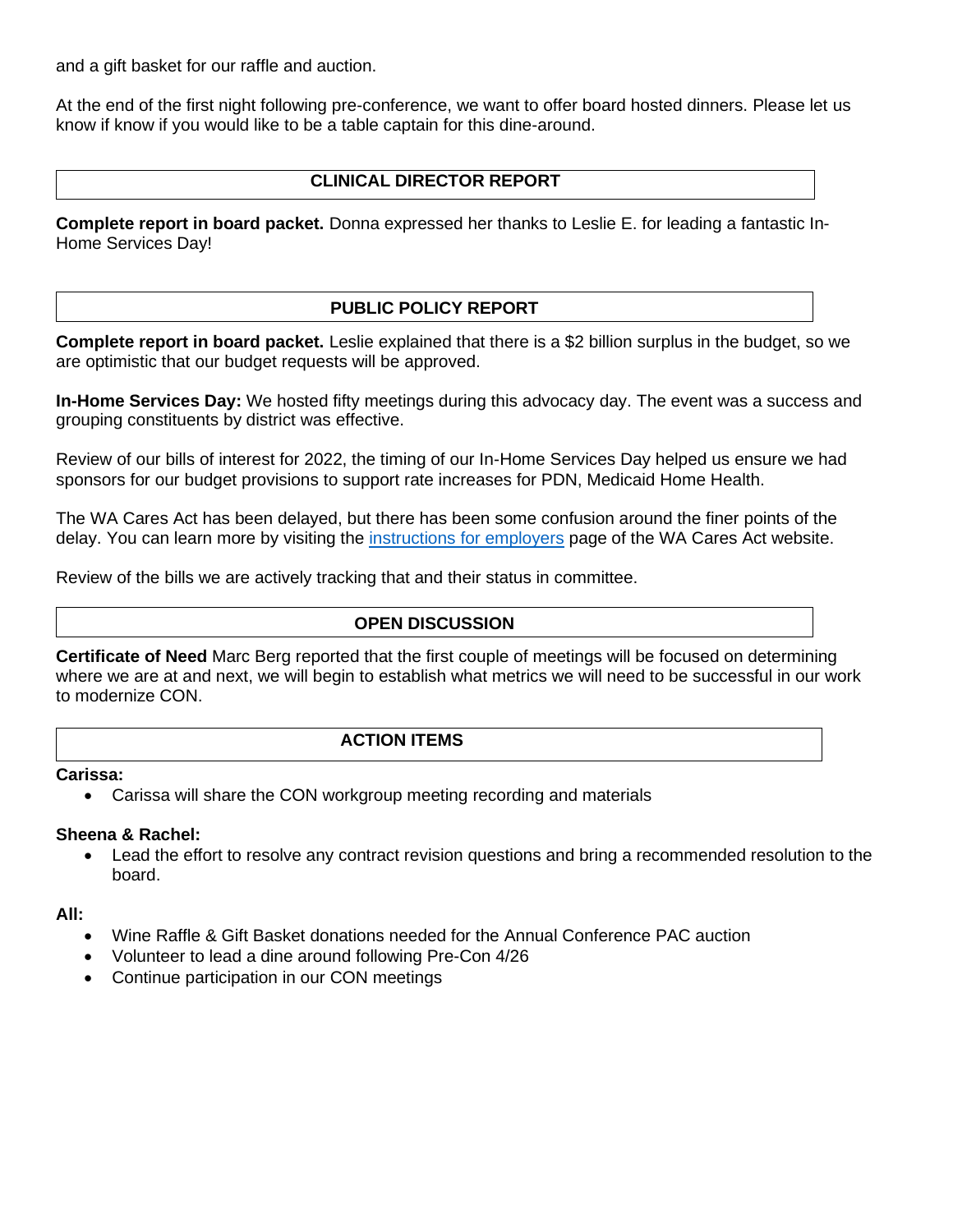and a gift basket for our raffle and auction.

At the end of the first night following pre-conference, we want to offer board hosted dinners. Please let us know if know if you would like to be a table captain for this dine-around.

## CLINICAL DIRECTOR REPORT

**Complete report in board packet.** Donna expressed her thanks to Leslie E. for leading a fantastic In-Home Services Day!

## PUBLIC POLICY REPORT

**Complete report in board packet.** Leslie explained that there is a $2 billion surplus in the budget, so we are optimistic that our budget requests will be approved.

**In-Home Services Day:** We hosted fifty meetings during this advocacy day. The event was a success and grouping constituents by district was effective.

Review of our bills of interest for 2022, the timing of our In-Home Services Day helped us ensure we had sponsors for our budget provisions to support rate increases for PDN, Medicaid Home Health.

The WA Cares Act has been delayed, but there has been some confusion around the finer points of the delay. You can learn more by visiting the instructions for employers page of the WA Cares Act website.

Review of the bills we are actively tracking that and their status in committee.

## OPEN DISCUSSION

**Certificate of Need** Marc Berg reported that the first couple of meetings will be focused on determining where we are at and next, we will begin to establish what metrics we will need to be successful in our work to modernize CON.

## ACTION ITEMS

**Carissa:**

- Carissa will share the CON workgroup meeting recording and materials

**Sheena & Rachel:**

- Lead the effort to resolve any contract revision questions and bring a recommended resolution to the board.

**All:**

- Wine Raffle & Gift Basket donations needed for the Annual Conference PAC auction
- Volunteer to lead a dine around following Pre-Con 4/26
- Continue participation in our CON meetings